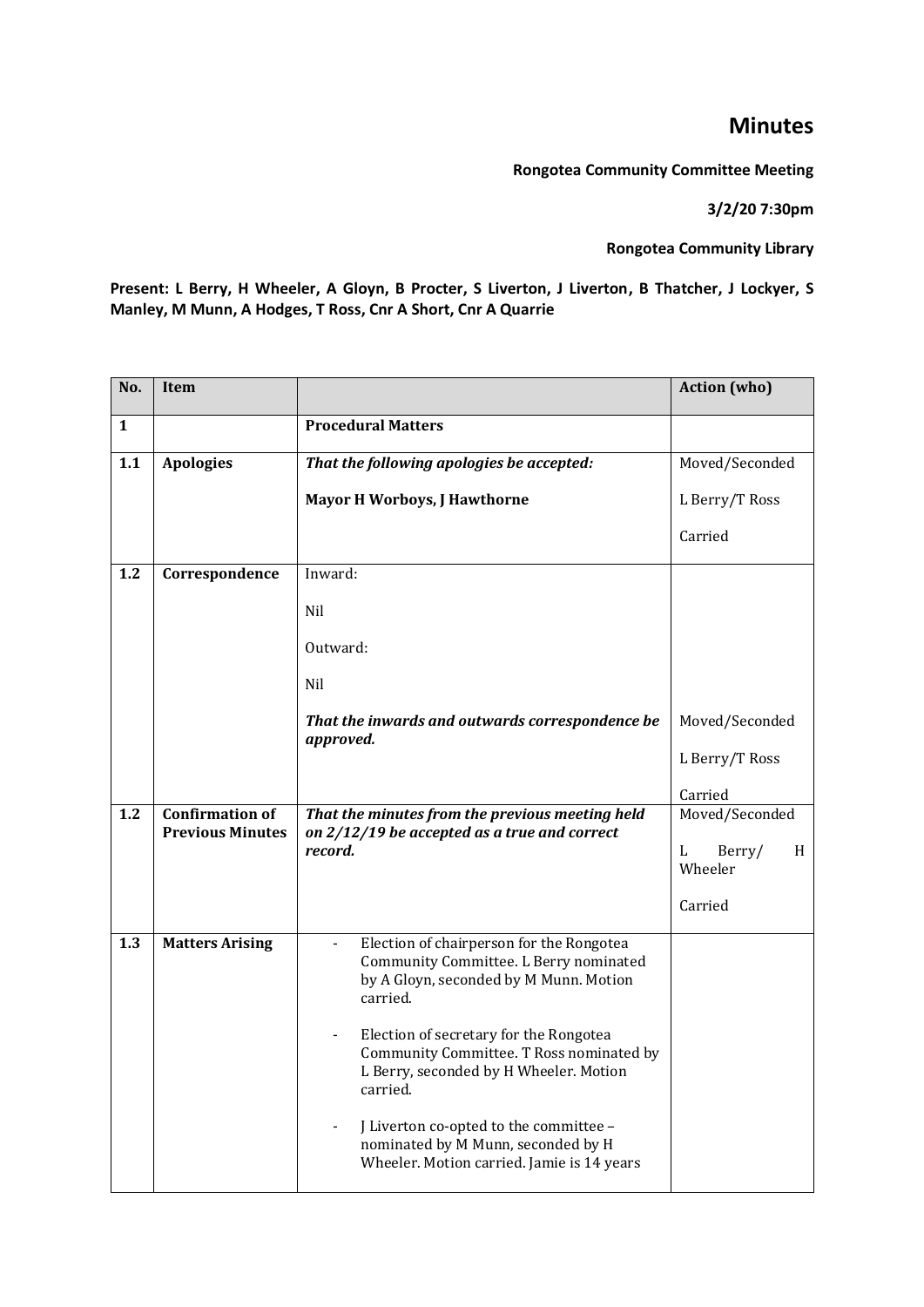# Minutes

**Rongotea Community Committee Meeting**

**3/2/20 7:30pm**

**Rongotea Community Library**

**Present: L Berry, H Wheeler, A Gloyn, B Procter, S Liverton, J Liverton, B Thatcher, J Lockyer, S Manley, M Munn, A Hodges, T Ross, Cnr A Short, Cnr A Quarrie**

| No. | Item | | Action (who) |
|---|---|---|---|
| **1** | | **Procedural Matters** | |
| **1.1** | **Apologies** | ***That the following apologies be accepted:***<br><br>**Mayor H Worboys, J Hawthorne** | Moved/Seconded<br><br>L Berry/T Ross<br><br>Carried |
| **1.2** | **Correspondence** | Inward:<br><br>Nil<br><br>Outward:<br><br>Nil<br><br>***That the inwards and outwards correspondence be approved.*** | Moved/Seconded<br><br>L Berry/T Ross<br><br>Carried |
| **1.2** | **Confirmation of Previous Minutes** | ***That the minutes from the previous meeting held on 2/12/19 be accepted as a true and correct record.*** | Moved/Seconded<br><br>L Berry/ H Wheeler<br><br>Carried |
| **1.3** | **Matters Arising** | - Election of chairperson for the Rongotea Community Committee. L Berry nominated by A Gloyn, seconded by M Munn. Motion carried.<br><br>- Election of secretary for the Rongotea Community Committee. T Ross nominated by L Berry, seconded by H Wheeler. Motion carried.<br><br>- J Liverton co-opted to the committee – nominated by M Munn, seconded by H Wheeler. Motion carried. Jamie is 14 years | |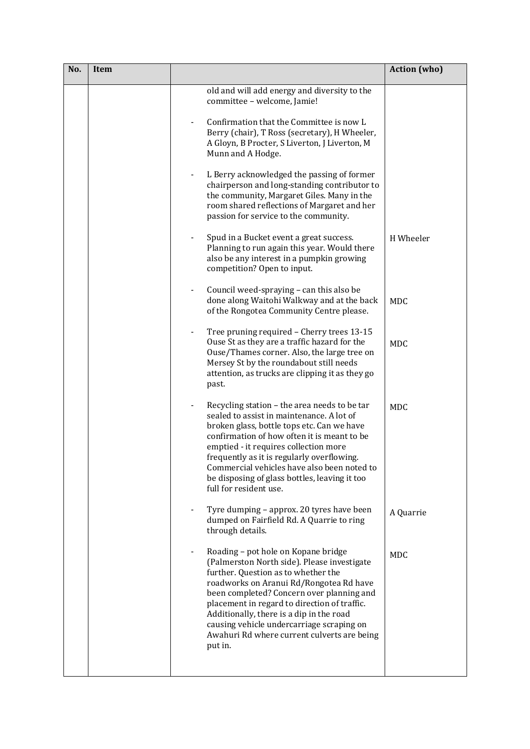| No. | Item | | Action (who) |
|---|---|---|---|
| | | old and will add energy and diversity to the committee – welcome, Jamie! | |
| | | - Confirmation that the Committee is now L Berry (chair), T Ross (secretary), H Wheeler, A Gloyn, B Procter, S Liverton, J Liverton, M Munn and A Hodge. | |
| | | - L Berry acknowledged the passing of former chairperson and long-standing contributor to the community, Margaret Giles. Many in the room shared reflections of Margaret and her passion for service to the community. | |
| | | - Spud in a Bucket event a great success. Planning to run again this year. Would there also be any interest in a pumpkin growing competition? Open to input. | H Wheeler |
| | | - Council weed-spraying – can this also be done along Waitohi Walkway and at the back of the Rongotea Community Centre please. | MDC |
| | | - Tree pruning required – Cherry trees 13-15 Ouse St as they are a traffic hazard for the Ouse/Thames corner. Also, the large tree on Mersey St by the roundabout still needs attention, as trucks are clipping it as they go past. | MDC |
| | | - Recycling station – the area needs to be tar sealed to assist in maintenance. A lot of broken glass, bottle tops etc. Can we have confirmation of how often it is meant to be emptied - it requires collection more frequently as it is regularly overflowing. Commercial vehicles have also been noted to be disposing of glass bottles, leaving it too full for resident use. | MDC |
| | | - Tyre dumping – approx. 20 tyres have been dumped on Fairfield Rd. A Quarrie to ring through details. | A Quarrie |
| | | - Roading – pot hole on Kopane bridge (Palmerston North side). Please investigate further. Question as to whether the roadworks on Aranui Rd/Rongotea Rd have been completed? Concern over planning and placement in regard to direction of traffic. Additionally, there is a dip in the road causing vehicle undercarriage scraping on Awahuri Rd where current culverts are being put in. | MDC |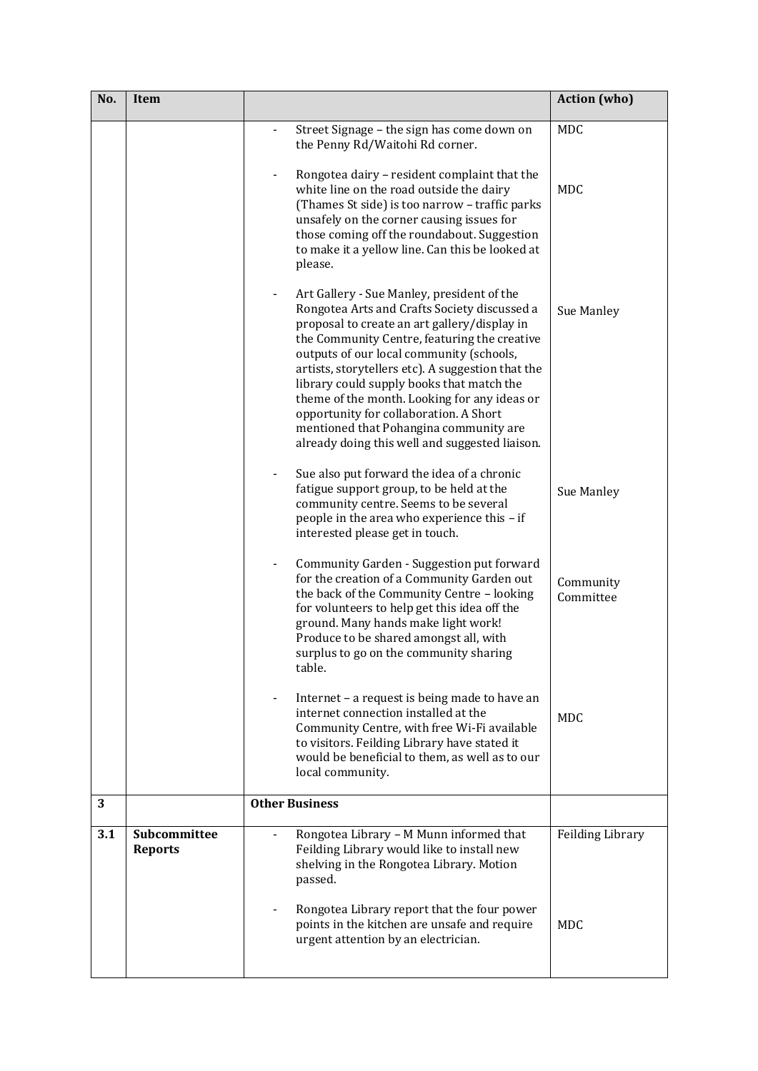| No. | Item | | Action (who) |
|---|---|---|---|
| | | - Street Signage – the sign has come down on the Penny Rd/Waitohi Rd corner. | MDC |
| | | - Rongotea dairy – resident complaint that the white line on the road outside the dairy (Thames St side) is too narrow – traffic parks unsafely on the corner causing issues for those coming off the roundabout. Suggestion to make it a yellow line. Can this be looked at please. | MDC |
| | | - Art Gallery - Sue Manley, president of the Rongotea Arts and Crafts Society discussed a proposal to create an art gallery/display in the Community Centre, featuring the creative outputs of our local community (schools, artists, storytellers etc). A suggestion that the library could supply books that match the theme of the month. Looking for any ideas or opportunity for collaboration. A Short mentioned that Pohangina community are already doing this well and suggested liaison. | Sue Manley |
| | | - Sue also put forward the idea of a chronic fatigue support group, to be held at the community centre. Seems to be several people in the area who experience this – if interested please get in touch. | Sue Manley |
| | | - Community Garden - Suggestion put forward for the creation of a Community Garden out the back of the Community Centre – looking for volunteers to help get this idea off the ground. Many hands make light work! Produce to be shared amongst all, with surplus to go on the community sharing table. | Community Committee |
| | | - Internet – a request is being made to have an internet connection installed at the Community Centre, with free Wi-Fi available to visitors. Feilding Library have stated it would be beneficial to them, as well as to our local community. | MDC |
| **3** | | **Other Business** | |
| **3.1** | **Subcommittee Reports** | - Rongotea Library – M Munn informed that Feilding Library would like to install new shelving in the Rongotea Library. Motion passed. | Feilding Library |
| | | - Rongotea Library report that the four power points in the kitchen are unsafe and require urgent attention by an electrician. | MDC |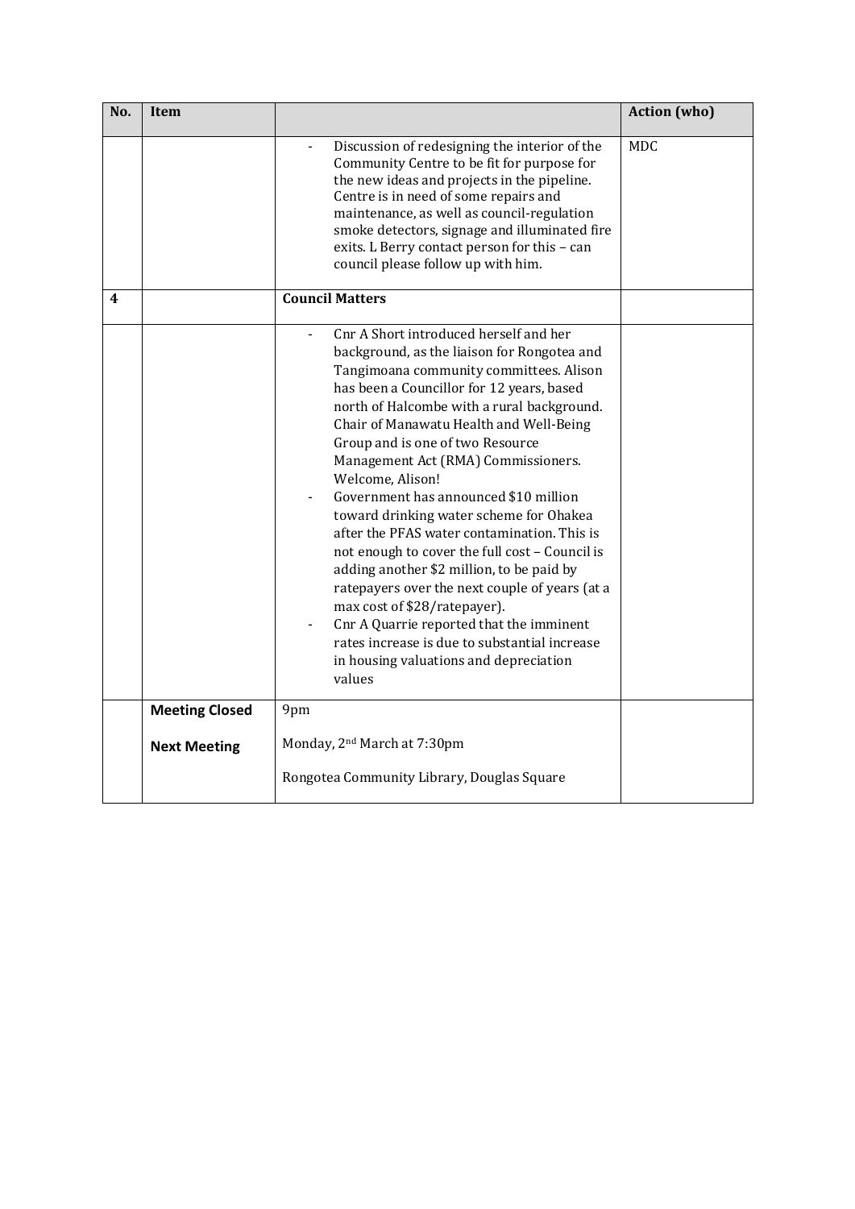| No. | Item | | Action (who) |
|---|---|---|---|
| | | - Discussion of redesigning the interior of the Community Centre to be fit for purpose for the new ideas and projects in the pipeline. Centre is in need of some repairs and maintenance, as well as council-regulation smoke detectors, signage and illuminated fire exits. L Berry contact person for this – can council please follow up with him. | MDC |
| **4** | | **Council Matters** | |
| | | - Cnr A Short introduced herself and her background, as the liaison for Rongotea and Tangimoana community committees. Alison has been a Councillor for 12 years, based north of Halcombe with a rural background. Chair of Manawatu Health and Well-Being Group and is one of two Resource Management Act (RMA) Commissioners. Welcome, Alison!<br>- Government has announced \$10 million toward drinking water scheme for Ohakea after the PFAS water contamination. This is not enough to cover the full cost – Council is adding another \$2 million, to be paid by ratepayers over the next couple of years (at a max cost of \$28/ratepayer).<br>- Cnr A Quarrie reported that the imminent rates increase is due to substantial increase in housing valuations and depreciation values | |
| | **Meeting Closed**<br><br>**Next Meeting** | 9pm<br><br>Monday, 2nd March at 7:30pm<br><br>Rongotea Community Library, Douglas Square | |